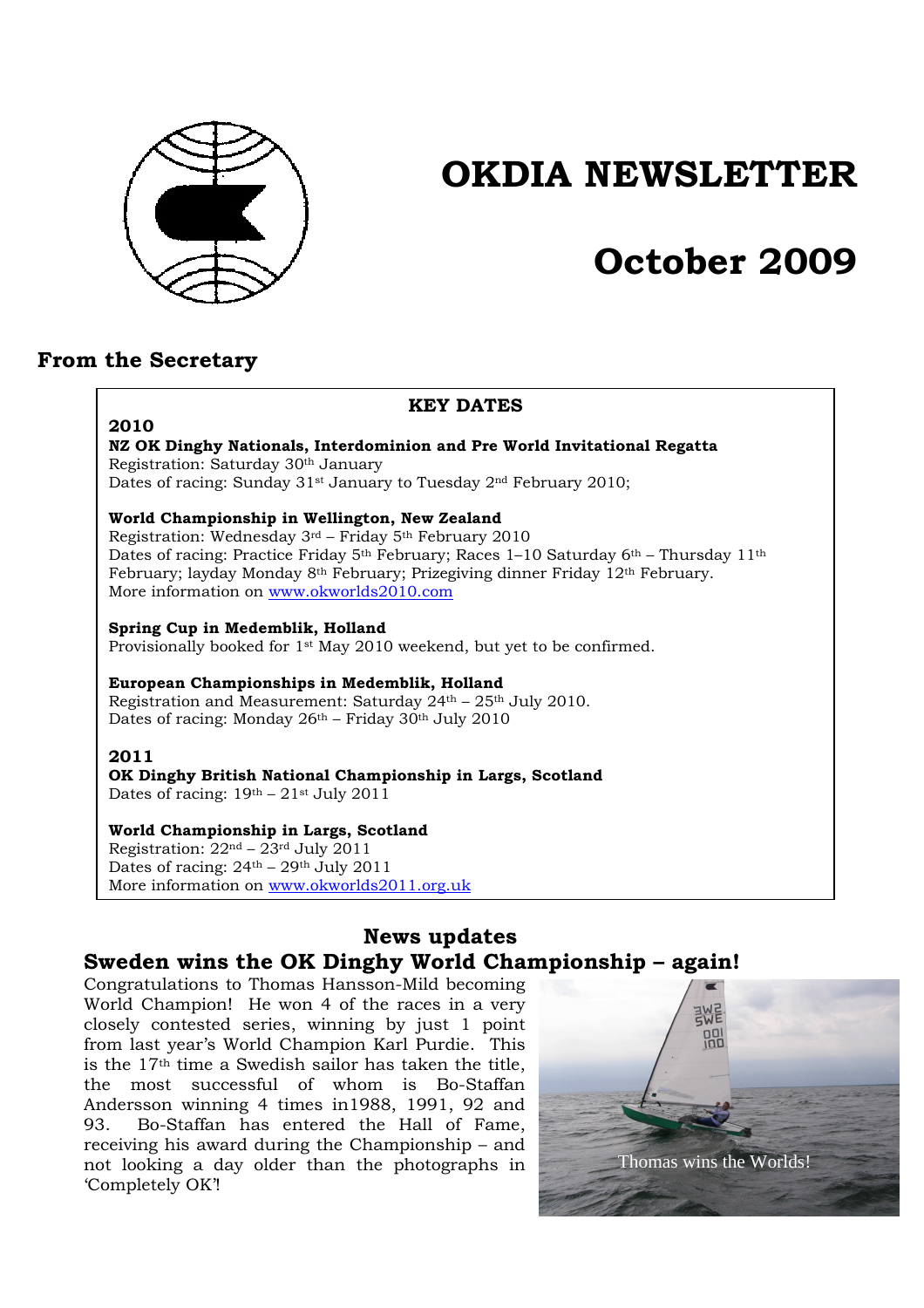# OKDIA NEWSLETTER

# October 2009

## From the Secretary

**KEY DATES**

**2010**

**NZ OK Dinghy Nationals, Interdominion and Pre World Invitational Regatta**
Registration: Saturday 30th January
Dates of racing: Sunday 31st January to Tuesday 2nd February 2010;

**World Championship in Wellington, New Zealand**
Registration: Wednesday 3rd – Friday 5th February 2010
Dates of racing: Practice Friday 5th February; Races 1–10 Saturday 6th – Thursday 11th February; layday Monday 8th February; Prizegiving dinner Friday 12th February.
More information on www.okworlds2010.com

**Spring Cup in Medemblik, Holland**
Provisionally booked for 1st May 2010 weekend, but yet to be confirmed.

**European Championships in Medemblik, Holland**
Registration and Measurement: Saturday 24th – 25th July 2010.
Dates of racing: Monday 26th – Friday 30th July 2010

**2011**

**OK Dinghy British National Championship in Largs, Scotland**
Dates of racing: 19th – 21st July 2011

**World Championship in Largs, Scotland**
Registration: 22nd – 23rd July 2011
Dates of racing: 24th – 29th July 2011
More information on www.okworlds2011.org.uk

## News updates

### Sweden wins the OK Dinghy World Championship – again!

Congratulations to Thomas Hansson-Mild becoming World Champion! He won 4 of the races in a very closely contested series, winning by just 1 point from last year's World Champion Karl Purdie. This is the 17th time a Swedish sailor has taken the title, the most successful of whom is Bo-Staffan Andersson winning 4 times in1988, 1991, 92 and 93. Bo-Staffan has entered the Hall of Fame, receiving his award during the Championship – and not looking a day older than the photographs in 'Completely OK'!

Thomas wins the Worlds!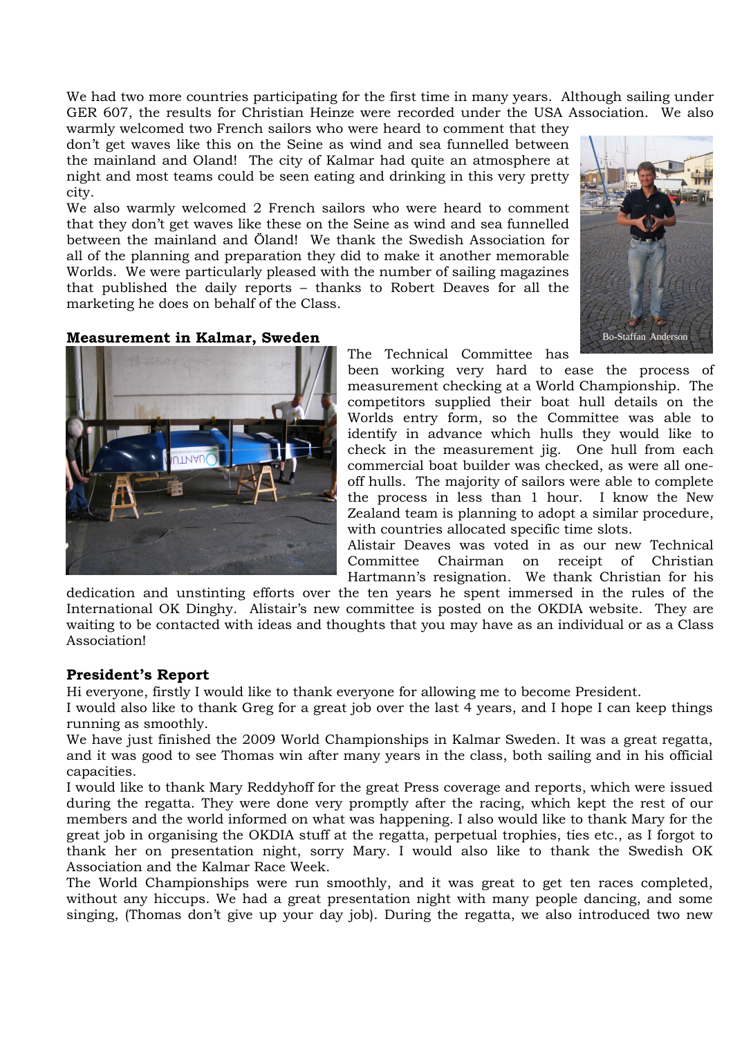We had two more countries participating for the first time in many years. Although sailing under GER 607, the results for Christian Heinze were recorded under the USA Association. We also warmly welcomed two French sailors who were heard to comment that they don't get waves like this on the Seine as wind and sea funnelled between the mainland and Oland! The city of Kalmar had quite an atmosphere at night and most teams could be seen eating and drinking in this very pretty city.

We also warmly welcomed 2 French sailors who were heard to comment that they don't get waves like these on the Seine as wind and sea funnelled between the mainland and Öland! We thank the Swedish Association for all of the planning and preparation they did to make it another memorable Worlds. We were particularly pleased with the number of sailing magazines that published the daily reports – thanks to Robert Deaves for all the marketing he does on behalf of the Class.

Bo-Staffan Anderson

**Measurement in Kalmar, Sweden**

The Technical Committee has been working very hard to ease the process of measurement checking at a World Championship. The competitors supplied their boat hull details on the Worlds entry form, so the Committee was able to identify in advance which hulls they would like to check in the measurement jig. One hull from each commercial boat builder was checked, as were all one-off hulls. The majority of sailors were able to complete the process in less than 1 hour. I know the New Zealand team is planning to adopt a similar procedure, with countries allocated specific time slots.

Alistair Deaves was voted in as our new Technical Committee Chairman on receipt of Christian Hartmann's resignation. We thank Christian for his dedication and unstinting efforts over the ten years he spent immersed in the rules of the International OK Dinghy. Alistair's new committee is posted on the OKDIA website. They are waiting to be contacted with ideas and thoughts that you may have as an individual or as a Class Association!

**President's Report**

Hi everyone, firstly I would like to thank everyone for allowing me to become President.

I would also like to thank Greg for a great job over the last 4 years, and I hope I can keep things running as smoothly.

We have just finished the 2009 World Championships in Kalmar Sweden. It was a great regatta, and it was good to see Thomas win after many years in the class, both sailing and in his official capacities.

I would like to thank Mary Reddyhoff for the great Press coverage and reports, which were issued during the regatta. They were done very promptly after the racing, which kept the rest of our members and the world informed on what was happening. I also would like to thank Mary for the great job in organising the OKDIA stuff at the regatta, perpetual trophies, ties etc., as I forgot to thank her on presentation night, sorry Mary. I would also like to thank the Swedish OK Association and the Kalmar Race Week.

The World Championships were run smoothly, and it was great to get ten races completed, without any hiccups. We had a great presentation night with many people dancing, and some singing, (Thomas don't give up your day job). During the regatta, we also introduced two new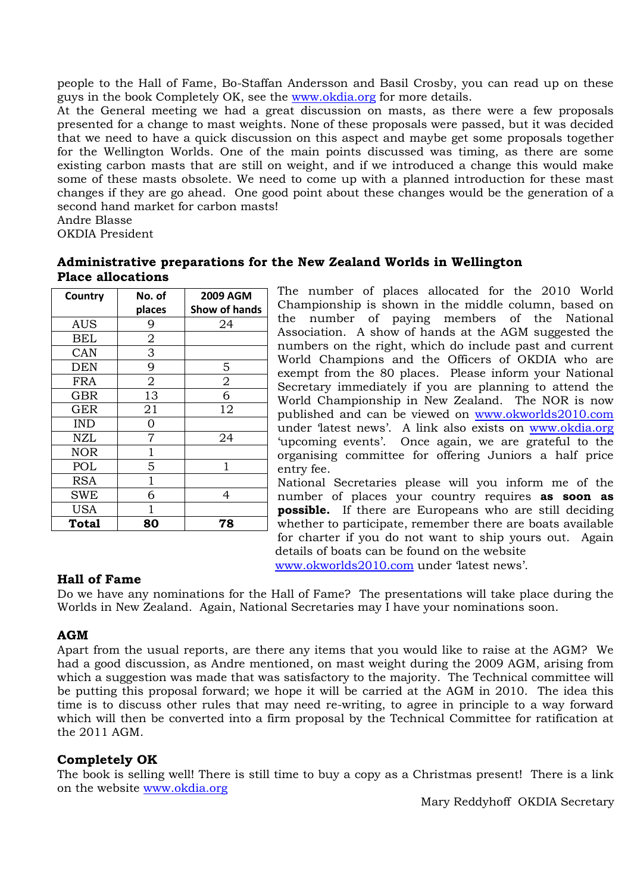people to the Hall of Fame, Bo-Staffan Andersson and Basil Crosby, you can read up on these guys in the book Completely OK, see the www.okdia.org for more details.

At the General meeting we had a great discussion on masts, as there were a few proposals presented for a change to mast weights. None of these proposals were passed, but it was decided that we need to have a quick discussion on this aspect and maybe get some proposals together for the Wellington Worlds. One of the main points discussed was timing, as there are some existing carbon masts that are still on weight, and if we introduced a change this would make some of these masts obsolete. We need to come up with a planned introduction for these mast changes if they are go ahead. One good point about these changes would be the generation of a second hand market for carbon masts!

Andre Blasse
OKDIA President

## Administrative preparations for the New Zealand Worlds in Wellington

### Place allocations

| Country | No. of places | 2009 AGM Show of hands |
|---|---|---|
| AUS | 9 | 24 |
| BEL | 2 | |
| CAN | 3 | |
| DEN | 9 | 5 |
| FRA | 2 | 2 |
| GBR | 13 | 6 |
| GER | 21 | 12 |
| IND | 0 | |
| NZL | 7 | 24 |
| NOR | 1 | |
| POL | 5 | 1 |
| RSA | 1 | |
| SWE | 6 | 4 |
| USA | 1 | |
| **Total** | **80** | **78** |

The number of places allocated for the 2010 World Championship is shown in the middle column, based on the number of paying members of the National Association. A show of hands at the AGM suggested the numbers on the right, which do include past and current World Champions and the Officers of OKDIA who are exempt from the 80 places. Please inform your National Secretary immediately if you are planning to attend the World Championship in New Zealand. The NOR is now published and can be viewed on www.okworlds2010.com under 'latest news'. A link also exists on www.okdia.org 'upcoming events'. Once again, we are grateful to the organising committee for offering Juniors a half price entry fee.

National Secretaries please will you inform me of the number of places your country requires **as soon as possible.** If there are Europeans who are still deciding whether to participate, remember there are boats available for charter if you do not want to ship yours out. Again details of boats can be found on the website www.okworlds2010.com under 'latest news'.

### Hall of Fame

Do we have any nominations for the Hall of Fame? The presentations will take place during the Worlds in New Zealand. Again, National Secretaries may I have your nominations soon.

### AGM

Apart from the usual reports, are there any items that you would like to raise at the AGM? We had a good discussion, as Andre mentioned, on mast weight during the 2009 AGM, arising from which a suggestion was made that was satisfactory to the majority. The Technical committee will be putting this proposal forward; we hope it will be carried at the AGM in 2010. The idea this time is to discuss other rules that may need re-writing, to agree in principle to a way forward which will then be converted into a firm proposal by the Technical Committee for ratification at the 2011 AGM.

### Completely OK

The book is selling well! There is still time to buy a copy as a Christmas present! There is a link on the website www.okdia.org

Mary Reddyhoff OKDIA Secretary